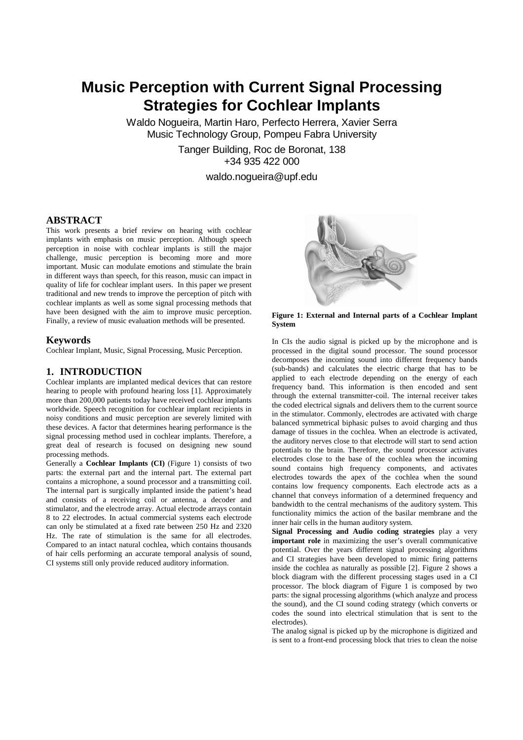# Music Perception with Current Signal Processing Strategies for Cochlear Implants

Waldo Nogueira, Martin Haro, Perfecto Herrera, Xavier Serra
Music Technology Group, Pompeu Fabra University

Tanger Building, Roc de Boronat, 138
+34 935 422 000

waldo.nogueira@upf.edu

## ABSTRACT

This work presents a brief review on hearing with cochlear implants with emphasis on music perception. Although speech perception in noise with cochlear implants is still the major challenge, music perception is becoming more and more important. Music can modulate emotions and stimulate the brain in different ways than speech, for this reason, music can impact in quality of life for cochlear implant users. In this paper we present traditional and new trends to improve the perception of pitch with cochlear implants as well as some signal processing methods that have been designed with the aim to improve music perception. Finally, a review of music evaluation methods will be presented.

## Keywords

Cochlear Implant, Music, Signal Processing, Music Perception.

## 1. INTRODUCTION

Cochlear implants are implanted medical devices that can restore hearing to people with profound hearing loss [1]. Approximately more than 200,000 patients today have received cochlear implants worldwide. Speech recognition for cochlear implant recipients in noisy conditions and music perception are severely limited with these devices. A factor that determines hearing performance is the signal processing method used in cochlear implants. Therefore, a great deal of research is focused on designing new sound processing methods.

Generally a **Cochlear Implants (CI)** (Figure 1) consists of two parts: the external part and the internal part. The external part contains a microphone, a sound processor and a transmitting coil. The internal part is surgically implanted inside the patient's head and consists of a receiving coil or antenna, a decoder and stimulator, and the electrode array. Actual electrode arrays contain 8 to 22 electrodes. In actual commercial systems each electrode can only be stimulated at a fixed rate between 250 Hz and 2320 Hz. The rate of stimulation is the same for all electrodes. Compared to an intact natural cochlea, which contains thousands of hair cells performing an accurate temporal analysis of sound, CI systems still only provide reduced auditory information.

**Figure 1: External and Internal parts of a Cochlear Implant System**

In CIs the audio signal is picked up by the microphone and is processed in the digital sound processor. The sound processor decomposes the incoming sound into different frequency bands (sub-bands) and calculates the electric charge that has to be applied to each electrode depending on the energy of each frequency band. This information is then encoded and sent through the external transmitter-coil. The internal receiver takes the coded electrical signals and delivers them to the current source in the stimulator. Commonly, electrodes are activated with charge balanced symmetrical biphasic pulses to avoid charging and thus damage of tissues in the cochlea. When an electrode is activated, the auditory nerves close to that electrode will start to send action potentials to the brain. Therefore, the sound processor activates electrodes close to the base of the cochlea when the incoming sound contains high frequency components, and activates electrodes towards the apex of the cochlea when the sound contains low frequency components. Each electrode acts as a channel that conveys information of a determined frequency and bandwidth to the central mechanisms of the auditory system. This functionality mimics the action of the basilar membrane and the inner hair cells in the human auditory system.

**Signal Processing and Audio coding strategies** play a very **important role** in maximizing the user's overall communicative potential. Over the years different signal processing algorithms and CI strategies have been developed to mimic firing patterns inside the cochlea as naturally as possible [2]. Figure 2 shows a block diagram with the different processing stages used in a CI processor. The block diagram of Figure 1 is composed by two parts: the signal processing algorithms (which analyze and process the sound), and the CI sound coding strategy (which converts or codes the sound into electrical stimulation that is sent to the electrodes).

The analog signal is picked up by the microphone is digitized and is sent to a front-end processing block that tries to clean the noise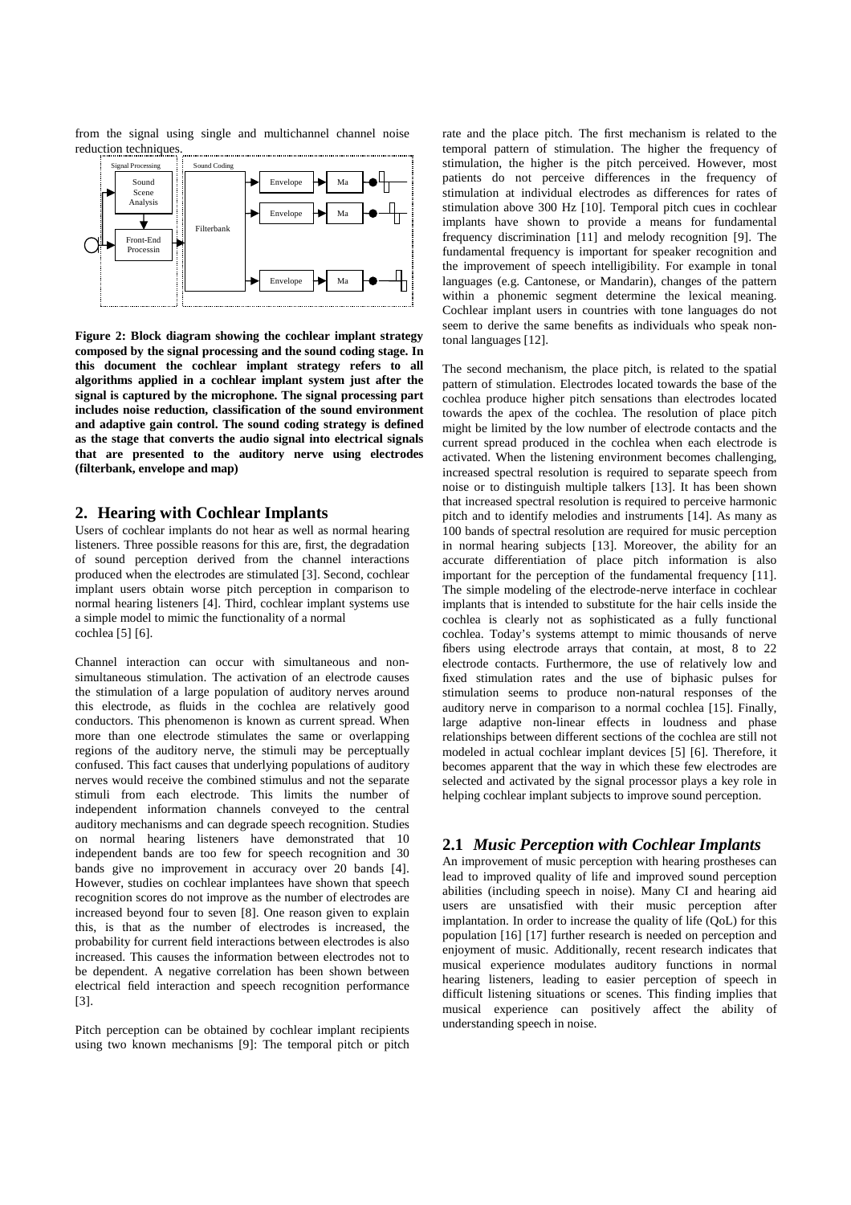from the signal using single and multichannel channel noise reduction techniques.

**Figure 2: Block diagram showing the cochlear implant strategy composed by the signal processing and the sound coding stage. In this document the cochlear implant strategy refers to all algorithms applied in a cochlear implant system just after the signal is captured by the microphone. The signal processing part includes noise reduction, classification of the sound environment and adaptive gain control. The sound coding strategy is defined as the stage that converts the audio signal into electrical signals that are presented to the auditory nerve using electrodes (filterbank, envelope and map)**

## 2. Hearing with Cochlear Implants

Users of cochlear implants do not hear as well as normal hearing listeners. Three possible reasons for this are, first, the degradation of sound perception derived from the channel interactions produced when the electrodes are stimulated [3]. Second, cochlear implant users obtain worse pitch perception in comparison to normal hearing listeners [4]. Third, cochlear implant systems use a simple model to mimic the functionality of a normal cochlea [5] [6].

Channel interaction can occur with simultaneous and non-simultaneous stimulation. The activation of an electrode causes the stimulation of a large population of auditory nerves around this electrode, as fluids in the cochlea are relatively good conductors. This phenomenon is known as current spread. When more than one electrode stimulates the same or overlapping regions of the auditory nerve, the stimuli may be perceptually confused. This fact causes that underlying populations of auditory nerves would receive the combined stimulus and not the separate stimuli from each electrode. This limits the number of independent information channels conveyed to the central auditory mechanisms and can degrade speech recognition. Studies on normal hearing listeners have demonstrated that 10 independent bands are too few for speech recognition and 30 bands give no improvement in accuracy over 20 bands [4]. However, studies on cochlear implantees have shown that speech recognition scores do not improve as the number of electrodes are increased beyond four to seven [8]. One reason given to explain this, is that as the number of electrodes is increased, the probability for current field interactions between electrodes is also increased. This causes the information between electrodes not to be dependent. A negative correlation has been shown between electrical field interaction and speech recognition performance [3].

Pitch perception can be obtained by cochlear implant recipients using two known mechanisms [9]: The temporal pitch or pitch rate and the place pitch. The first mechanism is related to the temporal pattern of stimulation. The higher the frequency of stimulation, the higher is the pitch perceived. However, most patients do not perceive differences in the frequency of stimulation at individual electrodes as differences for rates of stimulation above 300 Hz [10]. Temporal pitch cues in cochlear implants have shown to provide a means for fundamental frequency discrimination [11] and melody recognition [9]. The fundamental frequency is important for speaker recognition and the improvement of speech intelligibility. For example in tonal languages (e.g. Cantonese, or Mandarin), changes of the pattern within a phonemic segment determine the lexical meaning. Cochlear implant users in countries with tone languages do not seem to derive the same benefits as individuals who speak non-tonal languages [12].

The second mechanism, the place pitch, is related to the spatial pattern of stimulation. Electrodes located towards the base of the cochlea produce higher pitch sensations than electrodes located towards the apex of the cochlea. The resolution of place pitch might be limited by the low number of electrode contacts and the current spread produced in the cochlea when each electrode is activated. When the listening environment becomes challenging, increased spectral resolution is required to separate speech from noise or to distinguish multiple talkers [13]. It has been shown that increased spectral resolution is required to perceive harmonic pitch and to identify melodies and instruments [14]. As many as 100 bands of spectral resolution are required for music perception in normal hearing subjects [13]. Moreover, the ability for an accurate differentiation of place pitch information is also important for the perception of the fundamental frequency [11]. The simple modeling of the electrode-nerve interface in cochlear implants that is intended to substitute for the hair cells inside the cochlea is clearly not as sophisticated as a fully functional cochlea. Today's systems attempt to mimic thousands of nerve fibers using electrode arrays that contain, at most, 8 to 22 electrode contacts. Furthermore, the use of relatively low and fixed stimulation rates and the use of biphasic pulses for stimulation seems to produce non-natural responses of the auditory nerve in comparison to a normal cochlea [15]. Finally, large adaptive non-linear effects in loudness and phase relationships between different sections of the cochlea are still not modeled in actual cochlear implant devices [5] [6]. Therefore, it becomes apparent that the way in which these few electrodes are selected and activated by the signal processor plays a key role in helping cochlear implant subjects to improve sound perception.

### 2.1 *Music Perception with Cochlear Implants*

An improvement of music perception with hearing prostheses can lead to improved quality of life and improved sound perception abilities (including speech in noise). Many CI and hearing aid users are unsatisfied with their music perception after implantation. In order to increase the quality of life (QoL) for this population [16] [17] further research is needed on perception and enjoyment of music. Additionally, recent research indicates that musical experience modulates auditory functions in normal hearing listeners, leading to easier perception of speech in difficult listening situations or scenes. This finding implies that musical experience can positively affect the ability of understanding speech in noise.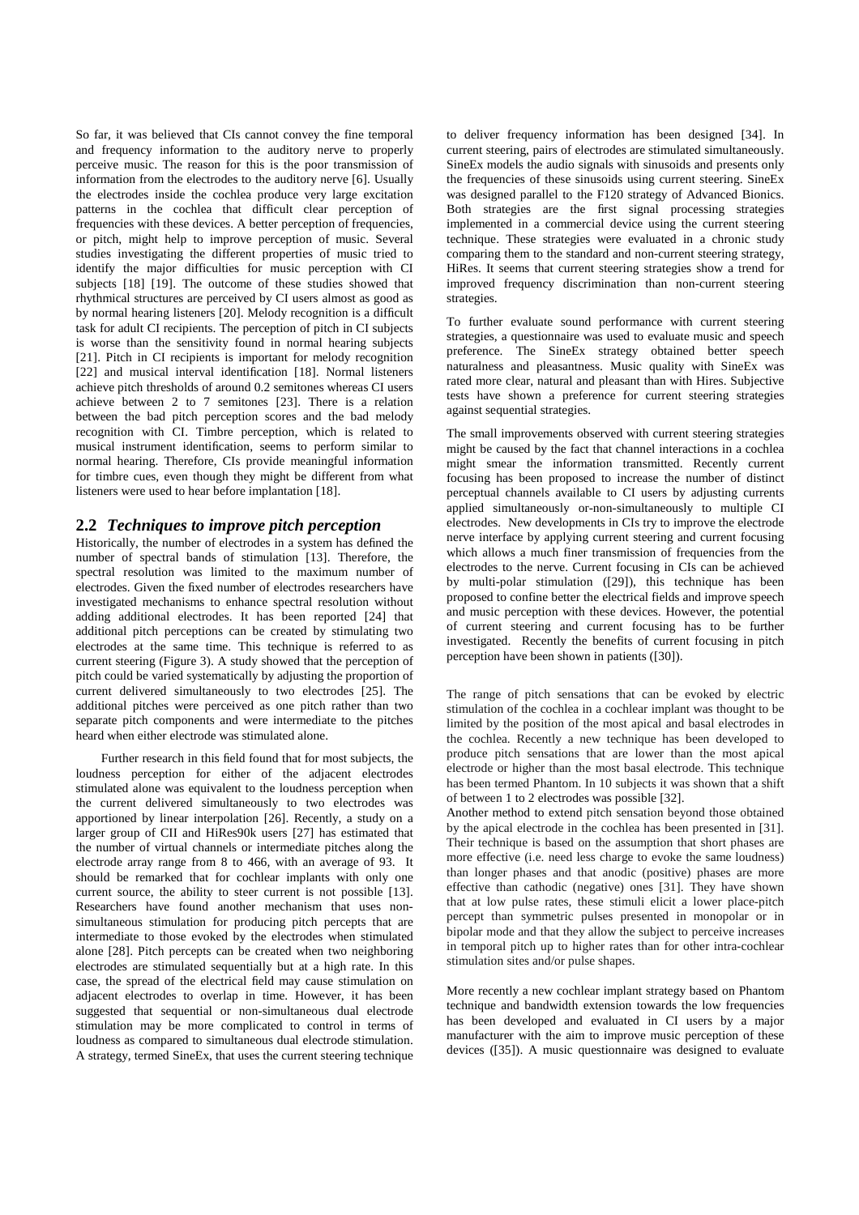So far, it was believed that CIs cannot convey the fine temporal and frequency information to the auditory nerve to properly perceive music. The reason for this is the poor transmission of information from the electrodes to the auditory nerve [6]. Usually the electrodes inside the cochlea produce very large excitation patterns in the cochlea that difficult clear perception of frequencies with these devices. A better perception of frequencies, or pitch, might help to improve perception of music. Several studies investigating the different properties of music tried to identify the major difficulties for music perception with CI subjects [18] [19]. The outcome of these studies showed that rhythmical structures are perceived by CI users almost as good as by normal hearing listeners [20]. Melody recognition is a difficult task for adult CI recipients. The perception of pitch in CI subjects is worse than the sensitivity found in normal hearing subjects [21]. Pitch in CI recipients is important for melody recognition [22] and musical interval identification [18]. Normal listeners achieve pitch thresholds of around 0.2 semitones whereas CI users achieve between 2 to 7 semitones [23]. There is a relation between the bad pitch perception scores and the bad melody recognition with CI. Timbre perception, which is related to musical instrument identification, seems to perform similar to normal hearing. Therefore, CIs provide meaningful information for timbre cues, even though they might be different from what listeners were used to hear before implantation [18].

## 2.2 *Techniques to improve pitch perception*

Historically, the number of electrodes in a system has defined the number of spectral bands of stimulation [13]. Therefore, the spectral resolution was limited to the maximum number of electrodes. Given the fixed number of electrodes researchers have investigated mechanisms to enhance spectral resolution without adding additional electrodes. It has been reported [24] that additional pitch perceptions can be created by stimulating two electrodes at the same time. This technique is referred to as current steering (Figure 3). A study showed that the perception of pitch could be varied systematically by adjusting the proportion of current delivered simultaneously to two electrodes [25]. The additional pitches were perceived as one pitch rather than two separate pitch components and were intermediate to the pitches heard when either electrode was stimulated alone.

Further research in this field found that for most subjects, the loudness perception for either of the adjacent electrodes stimulated alone was equivalent to the loudness perception when the current delivered simultaneously to two electrodes was apportioned by linear interpolation [26]. Recently, a study on a larger group of CII and HiRes90k users [27] has estimated that the number of virtual channels or intermediate pitches along the electrode array range from 8 to 466, with an average of 93. It should be remarked that for cochlear implants with only one current source, the ability to steer current is not possible [13]. Researchers have found another mechanism that uses non-simultaneous stimulation for producing pitch percepts that are intermediate to those evoked by the electrodes when stimulated alone [28]. Pitch percepts can be created when two neighboring electrodes are stimulated sequentially but at a high rate. In this case, the spread of the electrical field may cause stimulation on adjacent electrodes to overlap in time. However, it has been suggested that sequential or non-simultaneous dual electrode stimulation may be more complicated to control in terms of loudness as compared to simultaneous dual electrode stimulation. A strategy, termed SineEx, that uses the current steering technique to deliver frequency information has been designed [34]. In current steering, pairs of electrodes are stimulated simultaneously. SineEx models the audio signals with sinusoids and presents only the frequencies of these sinusoids using current steering. SineEx was designed parallel to the F120 strategy of Advanced Bionics. Both strategies are the first signal processing strategies implemented in a commercial device using the current steering technique. These strategies were evaluated in a chronic study comparing them to the standard and non-current steering strategy, HiRes. It seems that current steering strategies show a trend for improved frequency discrimination than non-current steering strategies.

To further evaluate sound performance with current steering strategies, a questionnaire was used to evaluate music and speech preference. The SineEx strategy obtained better speech naturalness and pleasantness. Music quality with SineEx was rated more clear, natural and pleasant than with Hires. Subjective tests have shown a preference for current steering strategies against sequential strategies.

The small improvements observed with current steering strategies might be caused by the fact that channel interactions in a cochlea might smear the information transmitted. Recently current focusing has been proposed to increase the number of distinct perceptual channels available to CI users by adjusting currents applied simultaneously or-non-simultaneously to multiple CI electrodes. New developments in CIs try to improve the electrode nerve interface by applying current steering and current focusing which allows a much finer transmission of frequencies from the electrodes to the nerve. Current focusing in CIs can be achieved by multi-polar stimulation ([29]), this technique has been proposed to confine better the electrical fields and improve speech and music perception with these devices. However, the potential of current steering and current focusing has to be further investigated. Recently the benefits of current focusing in pitch perception have been shown in patients ([30]).

The range of pitch sensations that can be evoked by electric stimulation of the cochlea in a cochlear implant was thought to be limited by the position of the most apical and basal electrodes in the cochlea. Recently a new technique has been developed to produce pitch sensations that are lower than the most apical electrode or higher than the most basal electrode. This technique has been termed Phantom. In 10 subjects it was shown that a shift of between 1 to 2 electrodes was possible [32].

Another method to extend pitch sensation beyond those obtained by the apical electrode in the cochlea has been presented in [31]. Their technique is based on the assumption that short phases are more effective (i.e. need less charge to evoke the same loudness) than longer phases and that anodic (positive) phases are more effective than cathodic (negative) ones [31]. They have shown that at low pulse rates, these stimuli elicit a lower place-pitch percept than symmetric pulses presented in monopolar or in bipolar mode and that they allow the subject to perceive increases in temporal pitch up to higher rates than for other intra-cochlear stimulation sites and/or pulse shapes.

More recently a new cochlear implant strategy based on Phantom technique and bandwidth extension towards the low frequencies has been developed and evaluated in CI users by a major manufacturer with the aim to improve music perception of these devices ([35]). A music questionnaire was designed to evaluate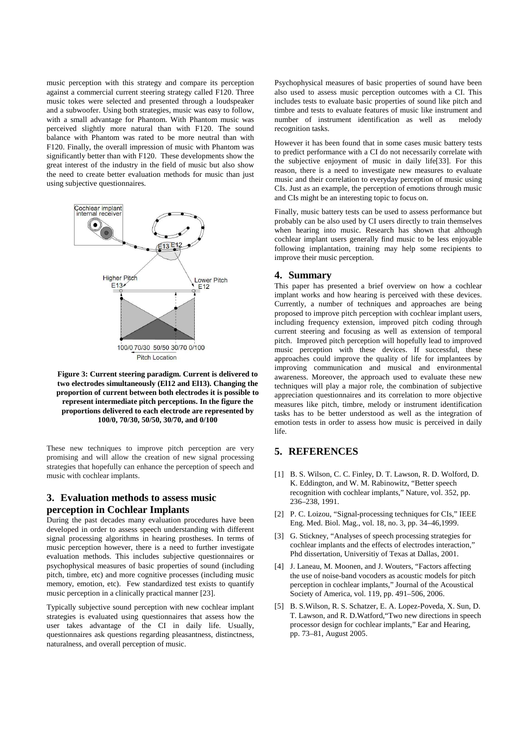music perception with this strategy and compare its perception against a commercial current steering strategy called F120. Three music tokes were selected and presented through a loudspeaker and a subwoofer. Using both strategies, music was easy to follow, with a small advantage for Phantom. With Phantom music was perceived slightly more natural than with F120. The sound balance with Phantom was rated to be more neutral than with F120. Finally, the overall impression of music with Phantom was significantly better than with F120. These developments show the great interest of the industry in the field of music but also show the need to create better evaluation methods for music than just using subjective questionnaires.

**Figure 3: Current steering paradigm. Current is delivered to two electrodes simultaneously (El12 and El13). Changing the proportion of current between both electrodes it is possible to represent intermediate pitch perceptions. In the figure the proportions delivered to each electrode are represented by 100/0, 70/30, 50/50, 30/70, and 0/100**

These new techniques to improve pitch perception are very promising and will allow the creation of new signal processing strategies that hopefully can enhance the perception of speech and music with cochlear implants.

## 3. Evaluation methods to assess music perception in Cochlear Implants

During the past decades many evaluation procedures have been developed in order to assess speech understanding with different signal processing algorithms in hearing prostheses. In terms of music perception however, there is a need to further investigate evaluation methods. This includes subjective questionnaires or psychophysical measures of basic properties of sound (including pitch, timbre, etc) and more cognitive processes (including music memory, emotion, etc). Few standardized test exists to quantify music perception in a clinically practical manner [23].

Typically subjective sound perception with new cochlear implant strategies is evaluated using questionnaires that assess how the user takes advantage of the CI in daily life. Usually, questionnaires ask questions regarding pleasantness, distinctness, naturalness, and overall perception of music.

Psychophysical measures of basic properties of sound have been also used to assess music perception outcomes with a CI. This includes tests to evaluate basic properties of sound like pitch and timbre and tests to evaluate features of music like instrument and number of instrument identification as well as melody recognition tasks.

However it has been found that in some cases music battery tests to predict performance with a CI do not necessarily correlate with the subjective enjoyment of music in daily life[33]. For this reason, there is a need to investigate new measures to evaluate music and their correlation to everyday perception of music using CIs. Just as an example, the perception of emotions through music and CIs might be an interesting topic to focus on.

Finally, music battery tests can be used to assess performance but probably can be also used by CI users directly to train themselves when hearing into music. Research has shown that although cochlear implant users generally find music to be less enjoyable following implantation, training may help some recipients to improve their music perception.

## 4. Summary

This paper has presented a brief overview on how a cochlear implant works and how hearing is perceived with these devices. Currently, a number of techniques and approaches are being proposed to improve pitch perception with cochlear implant users, including frequency extension, improved pitch coding through current steering and focusing as well as extension of temporal pitch. Improved pitch perception will hopefully lead to improved music perception with these devices. If successful, these approaches could improve the quality of life for implantees by improving communication and musical and environmental awareness. Moreover, the approach used to evaluate these new techniques will play a major role, the combination of subjective appreciation questionnaires and its correlation to more objective measures like pitch, timbre, melody or instrument identification tasks has to be better understood as well as the integration of emotion tests in order to assess how music is perceived in daily life.

## 5. REFERENCES

[1] B. S. Wilson, C. C. Finley, D. T. Lawson, R. D. Wolford, D. K. Eddington, and W. M. Rabinowitz, "Better speech recognition with cochlear implants," Nature, vol. 352, pp. 236–238, 1991.

[2] P. C. Loizou, "Signal-processing techniques for CIs," IEEE Eng. Med. Biol. Mag., vol. 18, no. 3, pp. 34–46,1999.

[3] G. Stickney, "Analyses of speech processing strategies for cochlear implants and the effects of electrodes interaction," Phd dissertation, Universitiy of Texas at Dallas, 2001.

[4] J. Laneau, M. Moonen, and J. Wouters, "Factors affecting the use of noise-band vocoders as acoustic models for pitch perception in cochlear implants," Journal of the Acoustical Society of America, vol. 119, pp. 491–506, 2006.

[5] B. S.Wilson, R. S. Schatzer, E. A. Lopez-Poveda, X. Sun, D. T. Lawson, and R. D.Watford,"Two new directions in speech processor design for cochlear implants," Ear and Hearing, pp. 73–81, August 2005.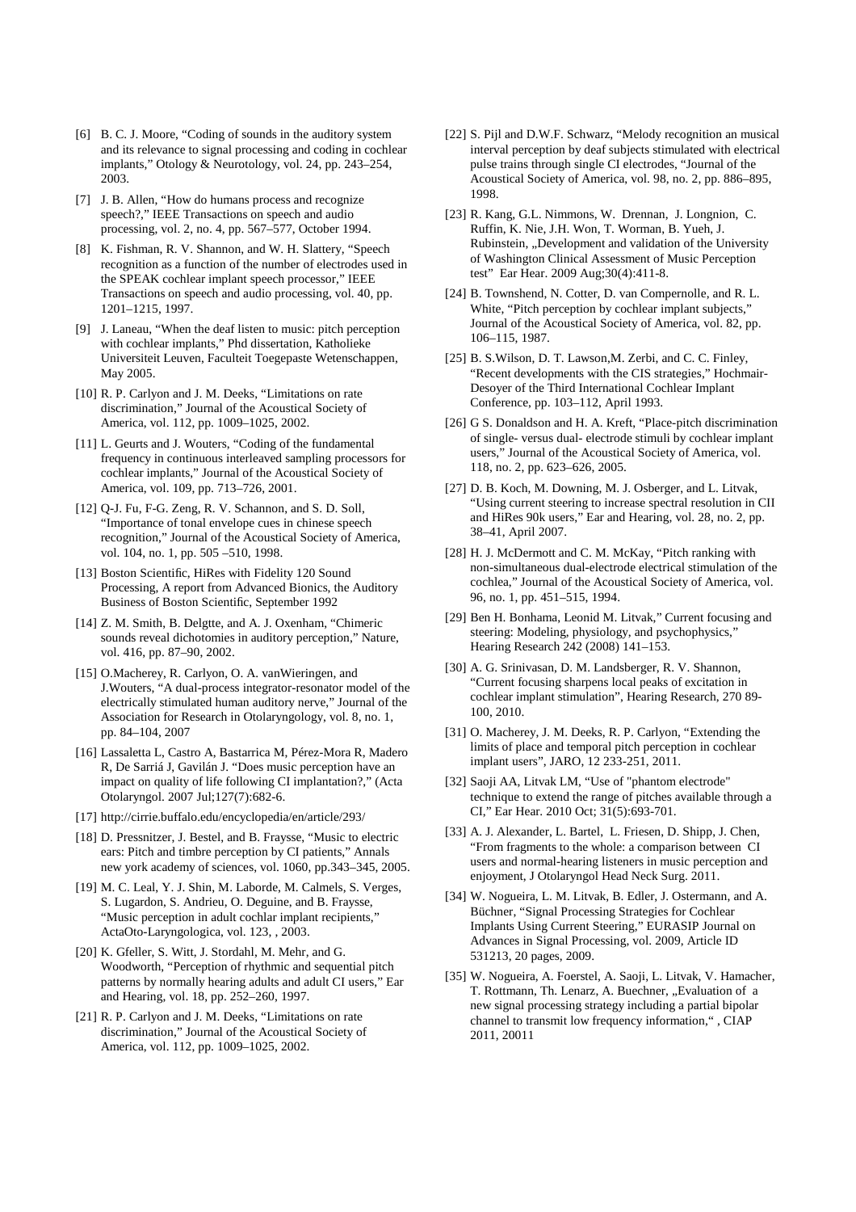[6] B. C. J. Moore, “Coding of sounds in the auditory system and its relevance to signal processing and coding in cochlear implants,” Otology & Neurotology, vol. 24, pp. 243–254, 2003.

[7] J. B. Allen, “How do humans process and recognize speech?,” IEEE Transactions on speech and audio processing, vol. 2, no. 4, pp. 567–577, October 1994.

[8] K. Fishman, R. V. Shannon, and W. H. Slattery, “Speech recognition as a function of the number of electrodes used in the SPEAK cochlear implant speech processor,” IEEE Transactions on speech and audio processing, vol. 40, pp. 1201–1215, 1997.

[9] J. Laneau, “When the deaf listen to music: pitch perception with cochlear implants,” Phd dissertation, Katholieke Universiteit Leuven, Faculteit Toegepaste Wetenschappen, May 2005.

[10] R. P. Carlyon and J. M. Deeks, “Limitations on rate discrimination,” Journal of the Acoustical Society of America, vol. 112, pp. 1009–1025, 2002.

[11] L. Geurts and J. Wouters, “Coding of the fundamental frequency in continuous interleaved sampling processors for cochlear implants,” Journal of the Acoustical Society of America, vol. 109, pp. 713–726, 2001.

[12] Q-J. Fu, F-G. Zeng, R. V. Schannon, and S. D. Soll, “Importance of tonal envelope cues in chinese speech recognition,” Journal of the Acoustical Society of America, vol. 104, no. 1, pp. 505 –510, 1998.

[13] Boston Scientific, HiRes with Fidelity 120 Sound Processing, A report from Advanced Bionics, the Auditory Business of Boston Scientific, September 1992

[14] Z. M. Smith, B. Delgtte, and A. J. Oxenham, “Chimeric sounds reveal dichotomies in auditory perception,” Nature, vol. 416, pp. 87–90, 2002.

[15] O.Macherey, R. Carlyon, O. A. vanWieringen, and J.Wouters, “A dual-process integrator-resonator model of the electrically stimulated human auditory nerve,” Journal of the Association for Research in Otolaryngology, vol. 8, no. 1, pp. 84–104, 2007

[16] Lassaletta L, Castro A, Bastarrica M, Pérez-Mora R, Madero R, De Sarriá J, Gavilán J. “Does music perception have an impact on quality of life following CI implantation?,” (Acta Otolaryngol. 2007 Jul;127(7):682-6.

[17] http://cirrie.buffalo.edu/encyclopedia/en/article/293/

[18] D. Pressnitzer, J. Bestel, and B. Fraysse, “Music to electric ears: Pitch and timbre perception by CI patients,” Annals new york academy of sciences, vol. 1060, pp.343–345, 2005.

[19] M. C. Leal, Y. J. Shin, M. Laborde, M. Calmels, S. Verges, S. Lugardon, S. Andrieu, O. Deguine, and B. Fraysse, “Music perception in adult cochlar implant recipients,” ActaOto-Laryngologica, vol. 123, , 2003.

[20] K. Gfeller, S. Witt, J. Stordahl, M. Mehr, and G. Woodworth, “Perception of rhythmic and sequential pitch patterns by normally hearing adults and adult CI users,” Ear and Hearing, vol. 18, pp. 252–260, 1997.

[21] R. P. Carlyon and J. M. Deeks, “Limitations on rate discrimination,” Journal of the Acoustical Society of America, vol. 112, pp. 1009–1025, 2002.

[22] S. Pijl and D.W.F. Schwarz, “Melody recognition an musical interval perception by deaf subjects stimulated with electrical pulse trains through single CI electrodes, “Journal of the Acoustical Society of America, vol. 98, no. 2, pp. 886–895, 1998.

[23] R. Kang, G.L. Nimmons, W. Drennan, J. Longnion, C. Ruffin, K. Nie, J.H. Won, T. Worman, B. Yueh, J. Rubinstein, „Development and validation of the University of Washington Clinical Assessment of Music Perception test” Ear Hear. 2009 Aug;30(4):411-8.

[24] B. Townshend, N. Cotter, D. van Compernolle, and R. L. White, “Pitch perception by cochlear implant subjects,” Journal of the Acoustical Society of America, vol. 82, pp. 106–115, 1987.

[25] B. S.Wilson, D. T. Lawson,M. Zerbi, and C. C. Finley, “Recent developments with the CIS strategies,” Hochmair-Desoyer of the Third International Cochlear Implant Conference, pp. 103–112, April 1993.

[26] G S. Donaldson and H. A. Kreft, “Place-pitch discrimination of single- versus dual- electrode stimuli by cochlear implant users,” Journal of the Acoustical Society of America, vol. 118, no. 2, pp. 623–626, 2005.

[27] D. B. Koch, M. Downing, M. J. Osberger, and L. Litvak, “Using current steering to increase spectral resolution in CII and HiRes 90k users,” Ear and Hearing, vol. 28, no. 2, pp. 38–41, April 2007.

[28] H. J. McDermott and C. M. McKay, “Pitch ranking with non-simultaneous dual-electrode electrical stimulation of the cochlea,” Journal of the Acoustical Society of America, vol. 96, no. 1, pp. 451–515, 1994.

[29] Ben H. Bonhama, Leonid M. Litvak,” Current focusing and steering: Modeling, physiology, and psychophysics,” Hearing Research 242 (2008) 141–153.

[30] A. G. Srinivasan, D. M. Landsberger, R. V. Shannon, “Current focusing sharpens local peaks of excitation in cochlear implant stimulation”, Hearing Research, 270 89-100, 2010.

[31] O. Macherey, J. M. Deeks, R. P. Carlyon, “Extending the limits of place and temporal pitch perception in cochlear implant users”, JARO, 12 233-251, 2011.

[32] Saoji AA, Litvak LM, “Use of "phantom electrode" technique to extend the range of pitches available through a CI,” Ear Hear. 2010 Oct; 31(5):693-701.

[33] A. J. Alexander, L. Bartel, L. Friesen, D. Shipp, J. Chen, “From fragments to the whole: a comparison between CI users and normal-hearing listeners in music perception and enjoyment, J Otolaryngol Head Neck Surg. 2011.

[34] W. Nogueira, L. M. Litvak, B. Edler, J. Ostermann, and A. Büchner, “Signal Processing Strategies for Cochlear Implants Using Current Steering,” EURASIP Journal on Advances in Signal Processing, vol. 2009, Article ID 531213, 20 pages, 2009.

[35] W. Nogueira, A. Foerstel, A. Saoji, L. Litvak, V. Hamacher, T. Rottmann, Th. Lenarz, A. Buechner, „Evaluation of a new signal processing strategy including a partial bipolar channel to transmit low frequency information,“ , CIAP 2011, 20011